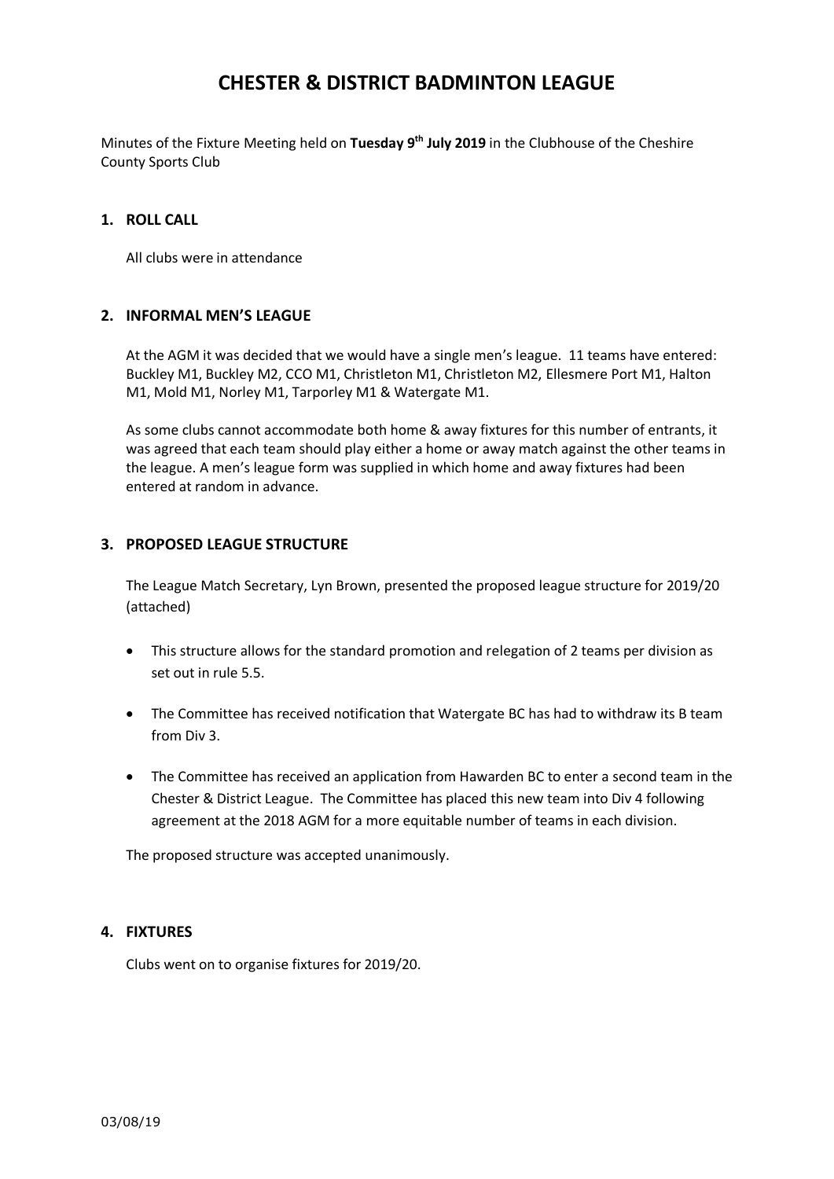# CHESTER & DISTRICT BADMINTON LEAGUE

Minutes of the Fixture Meeting held on **Tuesday 9th July 2019** in the Clubhouse of the Cheshire County Sports Club

## 1. ROLL CALL

All clubs were in attendance

## 2. INFORMAL MEN'S LEAGUE

At the AGM it was decided that we would have a single men's league. 11 teams have entered: Buckley M1, Buckley M2, CCO M1, Christleton M1, Christleton M2, Ellesmere Port M1, Halton M1, Mold M1, Norley M1, Tarporley M1 & Watergate M1.

As some clubs cannot accommodate both home & away fixtures for this number of entrants, it was agreed that each team should play either a home or away match against the other teams in the league. A men's league form was supplied in which home and away fixtures had been entered at random in advance.

## 3. PROPOSED LEAGUE STRUCTURE

The League Match Secretary, Lyn Brown, presented the proposed league structure for 2019/20 (attached)

- This structure allows for the standard promotion and relegation of 2 teams per division as set out in rule 5.5.
- The Committee has received notification that Watergate BC has had to withdraw its B team from Div 3.
- The Committee has received an application from Hawarden BC to enter a second team in the Chester & District League. The Committee has placed this new team into Div 4 following agreement at the 2018 AGM for a more equitable number of teams in each division.

The proposed structure was accepted unanimously.

## 4. FIXTURES

Clubs went on to organise fixtures for 2019/20.

03/08/19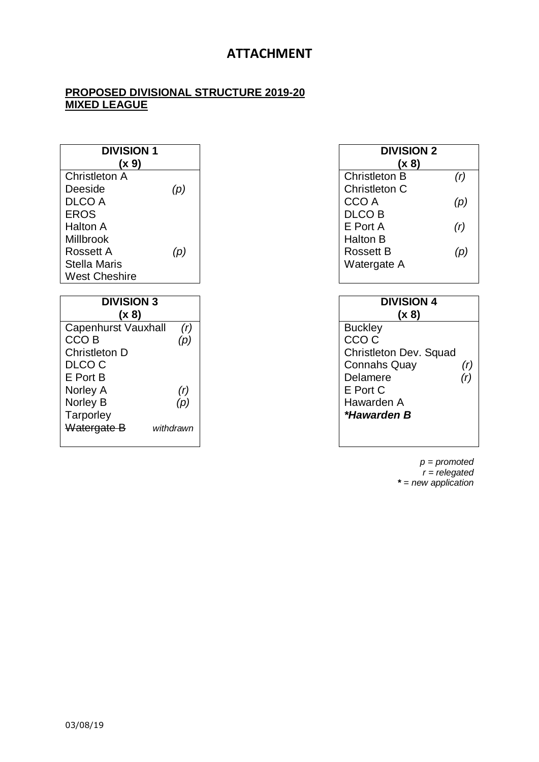# ATTACHMENT

**PROPOSED DIVISIONAL STRUCTURE 2019-20**
**MIXED LEAGUE**

| DIVISION 1 (x 9) | |
|---|---|
| Christleton A | |
| Deeside | *(p)* |
| DLCO A | |
| EROS | |
| Halton A | |
| Millbrook | |
| Rossett A | *(p)* |
| Stella Maris | |
| West Cheshire | |

| DIVISION 2 (x 8) | |
|---|---|
| Christleton B | *(r)* |
| Christleton C | |
| CCO A | *(p)* |
| DLCO B | |
| E Port A | *(r)* |
| Halton B | |
| Rossett B | *(p)* |
| Watergate A | |

| DIVISION 3 (x 8) | |
|---|---|
| Capenhurst Vauxhall | *(r)* |
| CCO B | *(p)* |
| Christleton D | |
| DLCO C | |
| E Port B | |
| Norley A | *(r)* |
| Norley B | *(p)* |
| Tarporley | |
| ~~Watergate B~~ | *withdrawn* |

| DIVISION 4 (x 8) | |
|---|---|
| Buckley | |
| CCO C | |
| Christleton Dev. Squad | |
| Connahs Quay | *(r)* |
| Delamere | *(r)* |
| E Port C | |
| Hawarden A | |
| ***Hawarden B*** | |

*p = promoted*
*r = relegated*
**\*** *= new application*

03/08/19